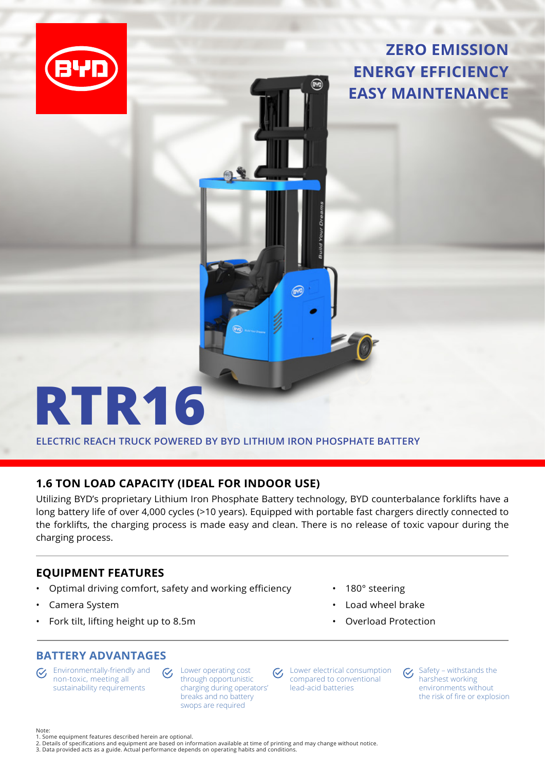ZERO EMISSION
ENERGY EFFICIENCY
EASY MAINTENANCE

# RTR16

ELECTRIC REACH TRUCK POWERED BY BYD LITHIUM IRON PHOSPHATE BATTERY

## 1.6 TON LOAD CAPACITY (IDEAL FOR INDOOR USE)

Utilizing BYD's proprietary Lithium Iron Phosphate Battery technology, BYD counterbalance forklifts have a long battery life of over 4,000 cycles (>10 years). Equipped with portable fast chargers directly connected to the forklifts, the charging process is made easy and clean. There is no release of toxic vapour during the charging process.

## EQUIPMENT FEATURES

- Optimal driving comfort, safety and working efficiency
- Camera System
- Fork tilt, lifting height up to 8.5m
- 180° steering
- Load wheel brake
- Overload Protection

## BATTERY ADVANTAGES

- Environmentally-friendly and non-toxic, meeting all sustainability requirements
- Lower operating cost through opportunistic charging during operators' breaks and no battery swops are required
- Lower electrical consumption compared to conventional lead-acid batteries
- Safety – withstands the harshest working environments without the risk of fire or explosion

Note:
1. Some equipment features described herein are optional.
2. Details of specifications and equipment are based on information available at time of printing and may change without notice.
3. Data provided acts as a guide. Actual performance depends on operating habits and conditions.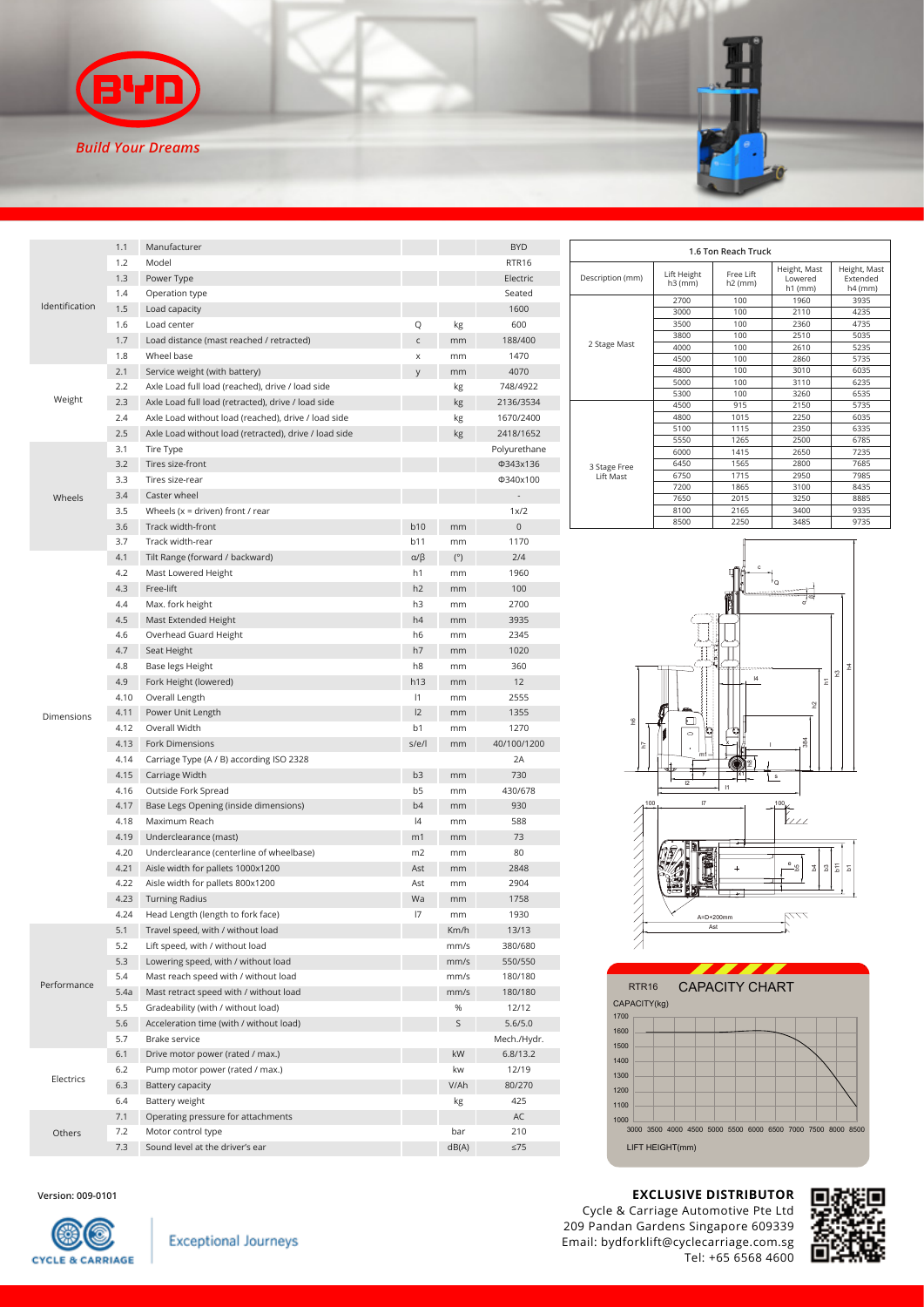BYD

*Build Your Dreams*

| | | | | | |
|---|---|---|---|---|---|
| Identification | 1.1 | Manufacturer | | | BYD |
| | 1.2 | Model | | | RTR16 |
| | 1.3 | Power Type | | | Electric |
| | 1.4 | Operation type | | | Seated |
| | 1.5 | Load capacity | | | 1600 |
| | 1.6 | Load center | Q | kg | 600 |
| | 1.7 | Load distance (mast reached / retracted) | c | mm | 188/400 |
| | 1.8 | Wheel base | x | mm | 1470 |
| Weight | 2.1 | Service weight (with battery) | y | mm | 4070 |
| | 2.2 | Axle Load full load (reached), drive / load side | | kg | 748/4922 |
| | 2.3 | Axle Load full load (retracted), drive / load side | | kg | 2136/3534 |
| | 2.4 | Axle Load without load (reached), drive / load side | | kg | 1670/2400 |
| | 2.5 | Axle Load without load (retracted), drive / load side | | kg | 2418/1652 |
| Wheels | 3.1 | Tire Type | | | Polyurethane |
| | 3.2 | Tires size-front | | | Φ343x136 |
| | 3.3 | Tires size-rear | | | Φ340x100 |
| | 3.4 | Caster wheel | | | - |
| | 3.5 | Wheels (x = driven) front / rear | | | 1x/2 |
| | 3.6 | Track width-front | b10 | mm | 0 |
| | 3.7 | Track width-rear | b11 | mm | 1170 |
| Dimensions | 4.1 | Tilt Range (forward / backward) | α/β | (°) | 2/4 |
| | 4.2 | Mast Lowered Height | h1 | mm | 1960 |
| | 4.3 | Free-lift | h2 | mm | 100 |
| | 4.4 | Max. fork height | h3 | mm | 2700 |
| | 4.5 | Mast Extended Height | h4 | mm | 3935 |
| | 4.6 | Overhead Guard Height | h6 | mm | 2345 |
| | 4.7 | Seat Height | h7 | mm | 1020 |
| | 4.8 | Base legs Height | h8 | mm | 360 |
| | 4.9 | Fork Height (lowered) | h13 | mm | 12 |
| | 4.10 | Overall Length | l1 | mm | 2555 |
| | 4.11 | Power Unit Length | l2 | mm | 1355 |
| | 4.12 | Overall Width | b1 | mm | 1270 |
| | 4.13 | Fork Dimensions | s/e/l | mm | 40/100/1200 |
| | 4.14 | Carriage Type (A / B) according ISO 2328 | | | 2A |
| | 4.15 | Carriage Width | b3 | mm | 730 |
| | 4.16 | Outside Fork Spread | b5 | mm | 430/678 |
| | 4.17 | Base Legs Opening (inside dimensions) | b4 | mm | 930 |
| | 4.18 | Maximum Reach | l4 | mm | 588 |
| | 4.19 | Underclearance (mast) | m1 | mm | 73 |
| | 4.20 | Underclearance (centerline of wheelbase) | m2 | mm | 80 |
| | 4.21 | Aisle width for pallets 1000x1200 | Ast | mm | 2848 |
| | 4.22 | Aisle width for pallets 800x1200 | Ast | mm | 2904 |
| | 4.23 | Turning Radius | Wa | mm | 1758 |
| | 4.24 | Head Length (length to fork face) | l7 | mm | 1930 |
| Performance | 5.1 | Travel speed, with / without load | | Km/h | 13/13 |
| | 5.2 | Lift speed, with / without load | | mm/s | 380/680 |
| | 5.3 | Lowering speed, with / without load | | mm/s | 550/550 |
| | 5.4 | Mast reach speed with / without load | | mm/s | 180/180 |
| | 5.4a | Mast retract speed with / without load | | mm/s | 180/180 |
| | 5.5 | Gradeability (with / without load) | | % | 12/12 |
| | 5.6 | Acceleration time (with / without load) | | S | 5.6/5.0 |
| | 5.7 | Brake service | | | Mech./Hydr. |
| Electrics | 6.1 | Drive motor power (rated / max.) | | kW | 6.8/13.2 |
| | 6.2 | Pump motor power (rated / max.) | | kw | 12/19 |
| | 6.3 | Battery capacity | | V/Ah | 80/270 |
| | 6.4 | Battery weight | | kg | 425 |
| Others | 7.1 | Operating pressure for attachments | | | AC |
| | 7.2 | Motor control type | | bar | 210 |
| | 7.3 | Sound level at the driver's ear | | dB(A) | ≤75 |

| 1.6 Ton Reach Truck | | | | |
|---|---|---|---|---|
| Description (mm) | Lift Height h3 (mm) | Free Lift h2 (mm) | Height, Mast Lowered h1 (mm) | Height, Mast Extended h4 (mm) |
| 2 Stage Mast | 2700 | 100 | 1960 | 3935 |
| | 3000 | 100 | 2110 | 4235 |
| | 3500 | 100 | 2360 | 4735 |
| | 3800 | 100 | 2510 | 5035 |
| | 4000 | 100 | 2610 | 5235 |
| | 4500 | 100 | 2860 | 5735 |
| | 4800 | 100 | 3010 | 6035 |
| | 5000 | 100 | 3110 | 6235 |
| | 5300 | 100 | 3260 | 6535 |
| 3 Stage Free Lift Mast | 4500 | 915 | 2150 | 5735 |
| | 4800 | 1015 | 2250 | 6035 |
| | 5100 | 1115 | 2350 | 6335 |
| | 5550 | 1265 | 2500 | 6785 |
| | 6000 | 1415 | 2650 | 7235 |
| | 6450 | 1565 | 2800 | 7685 |
| | 6750 | 1715 | 2950 | 7985 |
| | 7200 | 1865 | 3100 | 8435 |
| | 7650 | 2015 | 3250 | 8885 |
| | 8100 | 2165 | 3400 | 9335 |
| | 8500 | 2250 | 3485 | 9735 |

c Q h4 h3 h1 l4 h2 h6 h7 384 l m1 m2 h8 l2 l1 s x y 100 l7 100 e b5 b4 b3 b11 b1 A=D+200mm Ast

RTR16 CAPACITY CHART

CAPACITY(kg)

1700 1600 1500 1400 1300 1200 1100 1000

3000 3500 4000 4500 5000 5500 6000 6500 7000 7500 8000 8500

LIFT HEIGHT(mm)

Version: 009-0101

CYCLE & CARRIAGE

Exceptional Journeys

**EXCLUSIVE DISTRIBUTOR**

Cycle & Carriage Automotive Pte Ltd
209 Pandan Gardens Singapore 609339
Email: bydforklift@cyclecarriage.com.sg
Tel: +65 6568 4600